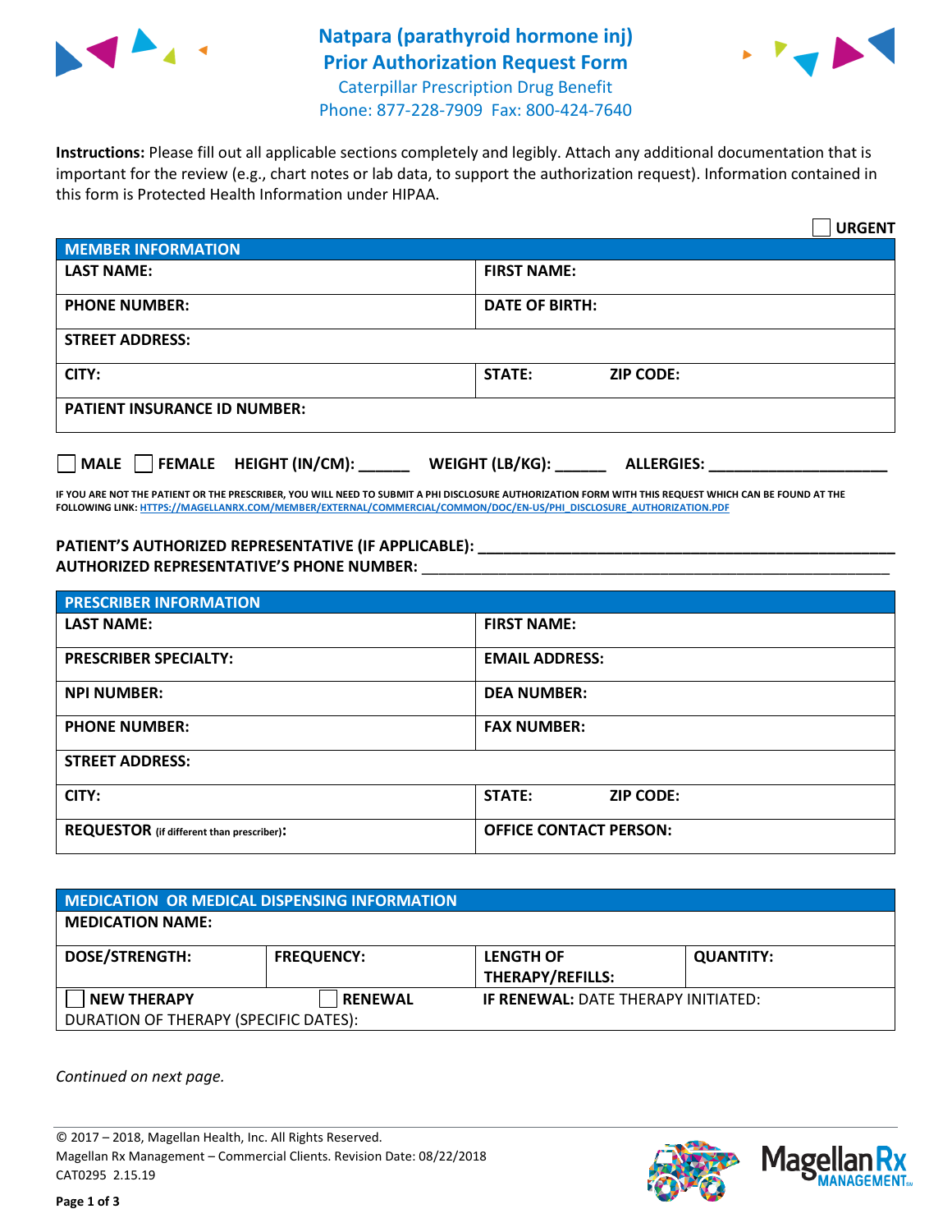# Natpara (parathyroid hormone inj) Prior Authorization Request Form

Caterpillar Prescription Drug Benefit
Phone: 877-228-7909 Fax: 800-424-7640

**Instructions:** Please fill out all applicable sections completely and legibly. Attach any additional documentation that is important for the review (e.g., chart notes or lab data, to support the authorization request). Information contained in this form is Protected Health Information under HIPAA.

☐ **URGENT**

| MEMBER INFORMATION | |
|---|---|
| **LAST NAME:** | **FIRST NAME:** |
| **PHONE NUMBER:** | **DATE OF BIRTH:** |
| **STREET ADDRESS:** | |
| **CITY:** | **STATE:** **ZIP CODE:** |
| **PATIENT INSURANCE ID NUMBER:** | |

☐ **MALE** ☐ **FEMALE** **HEIGHT (IN/CM):** ______ **WEIGHT (LB/KG):** ______ **ALLERGIES:** ____________________

**IF YOU ARE NOT THE PATIENT OR THE PRESCRIBER, YOU WILL NEED TO SUBMIT A PHI DISCLOSURE AUTHORIZATION FORM WITH THIS REQUEST WHICH CAN BE FOUND AT THE FOLLOWING LINK: HTTPS://MAGELLANRX.COM/MEMBER/EXTERNAL/COMMERCIAL/COMMON/DOC/EN-US/PHI_DISCLOSURE_AUTHORIZATION.PDF**

**PATIENT'S AUTHORIZED REPRESENTATIVE (IF APPLICABLE):** ____________________________________________
**AUTHORIZED REPRESENTATIVE'S PHONE NUMBER:** ____________________________________________

| PRESCRIBER INFORMATION | |
|---|---|
| **LAST NAME:** | **FIRST NAME:** |
| **PRESCRIBER SPECIALTY:** | **EMAIL ADDRESS:** |
| **NPI NUMBER:** | **DEA NUMBER:** |
| **PHONE NUMBER:** | **FAX NUMBER:** |
| **STREET ADDRESS:** | |
| **CITY:** | **STATE:** **ZIP CODE:** |
| **REQUESTOR** (if different than prescriber)**:** | **OFFICE CONTACT PERSON:** |

| MEDICATION OR MEDICAL DISPENSING INFORMATION | | | |
|---|---|---|---|
| **MEDICATION NAME:** | | | |
| **DOSE/STRENGTH:** | **FREQUENCY:** | **LENGTH OF THERAPY/REFILLS:** | **QUANTITY:** |
| ☐ **NEW THERAPY** | ☐ **RENEWAL** | **IF RENEWAL:** DATE THERAPY INITIATED: | |
| DURATION OF THERAPY (SPECIFIC DATES): | | | |

*Continued on next page.*

© 2017 – 2018, Magellan Health, Inc. All Rights Reserved.
Magellan Rx Management – Commercial Clients. Revision Date: 08/22/2018
CAT0295 2.15.19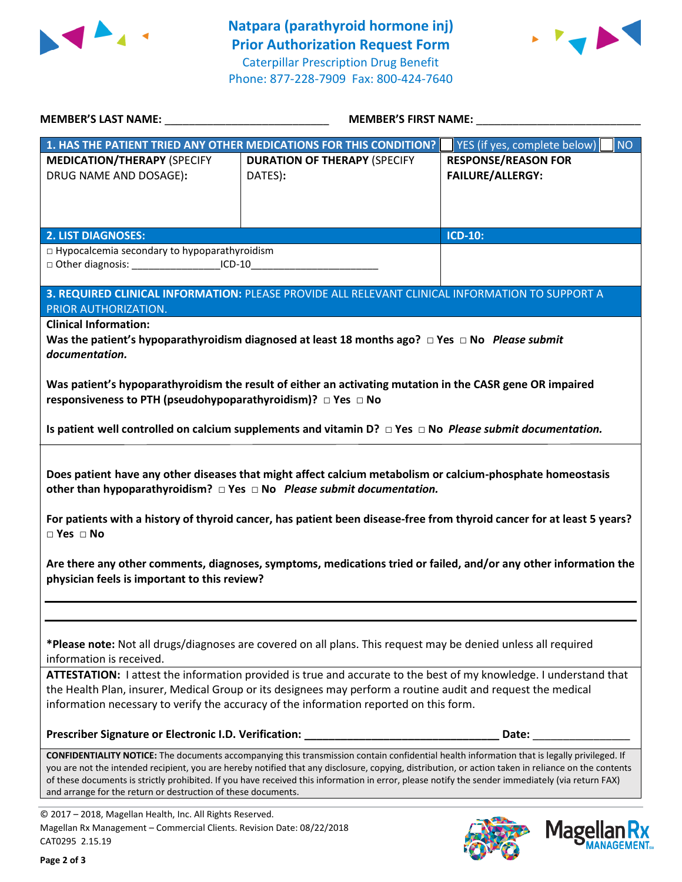# Natpara (parathyroid hormone inj)
## Prior Authorization Request Form

Caterpillar Prescription Drug Benefit
Phone: 877-228-7909 Fax: 800-424-7640

**MEMBER'S LAST NAME:** ___________________________ **MEMBER'S FIRST NAME:** ___________________________

| **1. HAS THE PATIENT TRIED ANY OTHER MEDICATIONS FOR THIS CONDITION?** | | ☐ YES (if yes, complete below) ☐ NO |
|---|---|---|
| **MEDICATION/THERAPY** (SPECIFY DRUG NAME AND DOSAGE): | **DURATION OF THERAPY** (SPECIFY DATES): | **RESPONSE/REASON FOR FAILURE/ALLERGY:** |
| | | |

| **2. LIST DIAGNOSES:** | **ICD-10:** |
|---|---|
| □ Hypocalcemia secondary to hypoparathyroidism<br>□ Other diagnosis: _______________ICD-10______________________ | |

**3. REQUIRED CLINICAL INFORMATION:** PLEASE PROVIDE ALL RELEVANT CLINICAL INFORMATION TO SUPPORT A PRIOR AUTHORIZATION.

**Clinical Information:**

**Was the patient's hypoparathyroidism diagnosed at least 18 months ago?** □ **Yes** □ **No** ***Please submit documentation.***

**Was patient's hypoparathyroidism the result of either an activating mutation in the CASR gene OR impaired responsiveness to PTH (pseudohypoparathyroidism)?** □ **Yes** □ **No**

**Is patient well controlled on calcium supplements and vitamin D?** □ **Yes** □ **No** ***Please submit documentation.***

**Does patient have any other diseases that might affect calcium metabolism or calcium-phosphate homeostasis other than hypoparathyroidism?** □ **Yes** □ **No** ***Please submit documentation.***

**For patients with a history of thyroid cancer, has patient been disease-free from thyroid cancer for at least 5 years?** □ **Yes** □ **No**

**Are there any other comments, diagnoses, symptoms, medications tried or failed, and/or any other information the physician feels is important to this review?**

___________________________________________________________________________

___________________________________________________________________________

**\*Please note:** Not all drugs/diagnoses are covered on all plans. This request may be denied unless all required information is received.

**ATTESTATION:** I attest the information provided is true and accurate to the best of my knowledge. I understand that the Health Plan, insurer, Medical Group or its designees may perform a routine audit and request the medical information necessary to verify the accuracy of the information reported on this form.

**Prescriber Signature or Electronic I.D. Verification:** ________________________________ **Date:** ________________

**CONFIDENTIALITY NOTICE:** The documents accompanying this transmission contain confidential health information that is legally privileged. If you are not the intended recipient, you are hereby notified that any disclosure, copying, distribution, or action taken in reliance on the contents of these documents is strictly prohibited. If you have received this information in error, please notify the sender immediately (via return FAX) and arrange for the return or destruction of these documents.

© 2017 – 2018, Magellan Health, Inc. All Rights Reserved.
Magellan Rx Management – Commercial Clients. Revision Date: 08/22/2018
CAT0295 2.15.19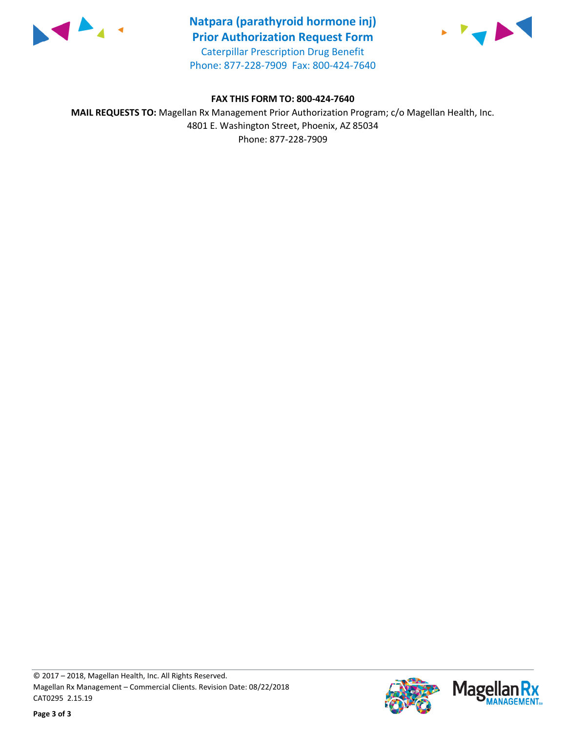**FAX THIS FORM TO: 800-424-7640**

**MAIL REQUESTS TO:** Magellan Rx Management Prior Authorization Program; c/o Magellan Health, Inc.
4801 E. Washington Street, Phoenix, AZ 85034
Phone: 877-228-7909